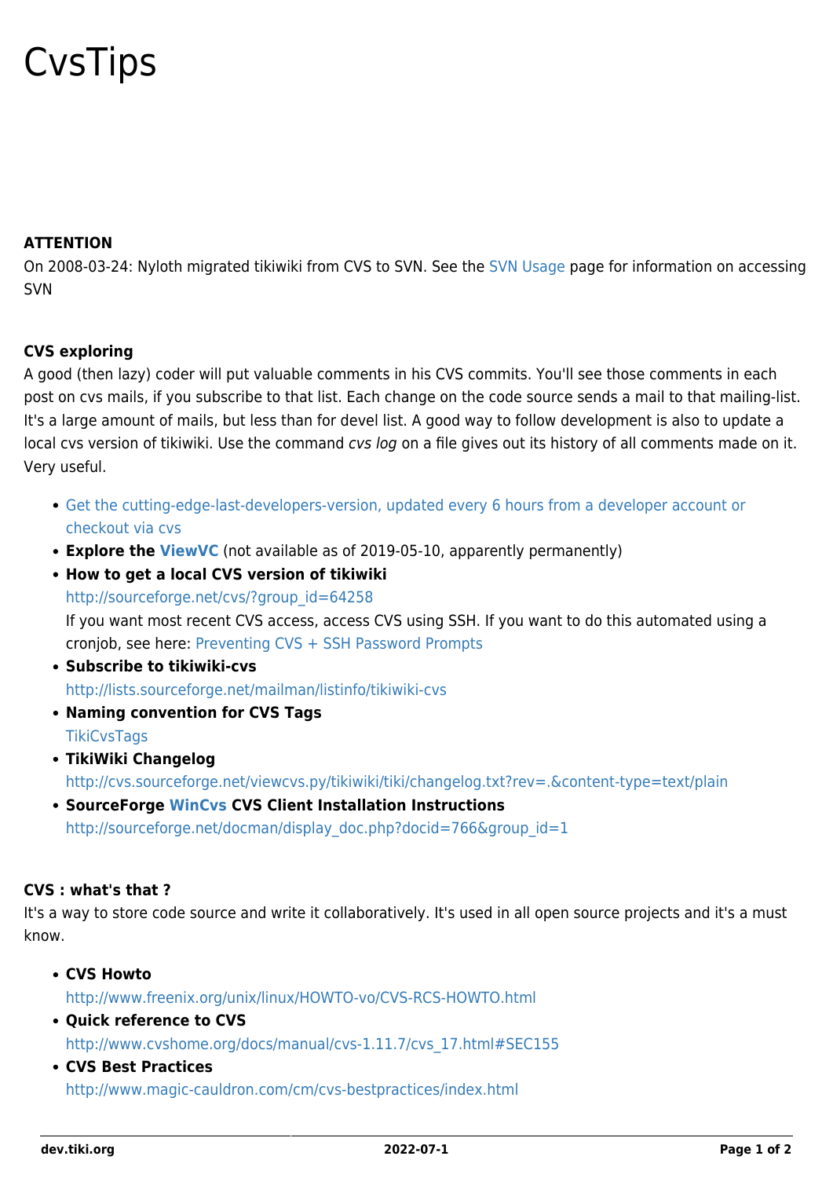# CvsTips

**ATTENTION**

On 2008-03-24: Nyloth migrated tikiwiki from CVS to SVN. See the SVN Usage page for information on accessing SVN

**CVS exploring**

A good (then lazy) coder will put valuable comments in his CVS commits. You'll see those comments in each post on cvs mails, if you subscribe to that list. Each change on the code source sends a mail to that mailing-list. It's a large amount of mails, but less than for devel list. A good way to follow development is also to update a local cvs version of tikiwiki. Use the command *cvs log* on a file gives out its history of all comments made on it. Very useful.

- Get the cutting-edge-last-developers-version, updated every 6 hours from a developer account or checkout via cvs
- **Explore the ViewVC** (not available as of 2019-05-10, apparently permanently)
- **How to get a local CVS version of tikiwiki**
  http://sourceforge.net/cvs/?group_id=64258
  If you want most recent CVS access, access CVS using SSH. If you want to do this automated using a cronjob, see here: Preventing CVS + SSH Password Prompts
- **Subscribe to tikiwiki-cvs**
  http://lists.sourceforge.net/mailman/listinfo/tikiwiki-cvs
- **Naming convention for CVS Tags**
  TikiCvsTags
- **TikiWiki Changelog**
  http://cvs.sourceforge.net/viewcvs.py/tikiwiki/tiki/changelog.txt?rev=.&content-type=text/plain
- **SourceForge WinCvs CVS Client Installation Instructions**
  http://sourceforge.net/docman/display_doc.php?docid=766&group_id=1

**CVS : what's that ?**

It's a way to store code source and write it collaboratively. It's used in all open source projects and it's a must know.

- **CVS Howto**
  http://www.freenix.org/unix/linux/HOWTO-vo/CVS-RCS-HOWTO.html
- **Quick reference to CVS**
  http://www.cvshome.org/docs/manual/cvs-1.11.7/cvs_17.html#SEC155
- **CVS Best Practices**
  http://www.magic-cauldron.com/cm/cvs-bestpractices/index.html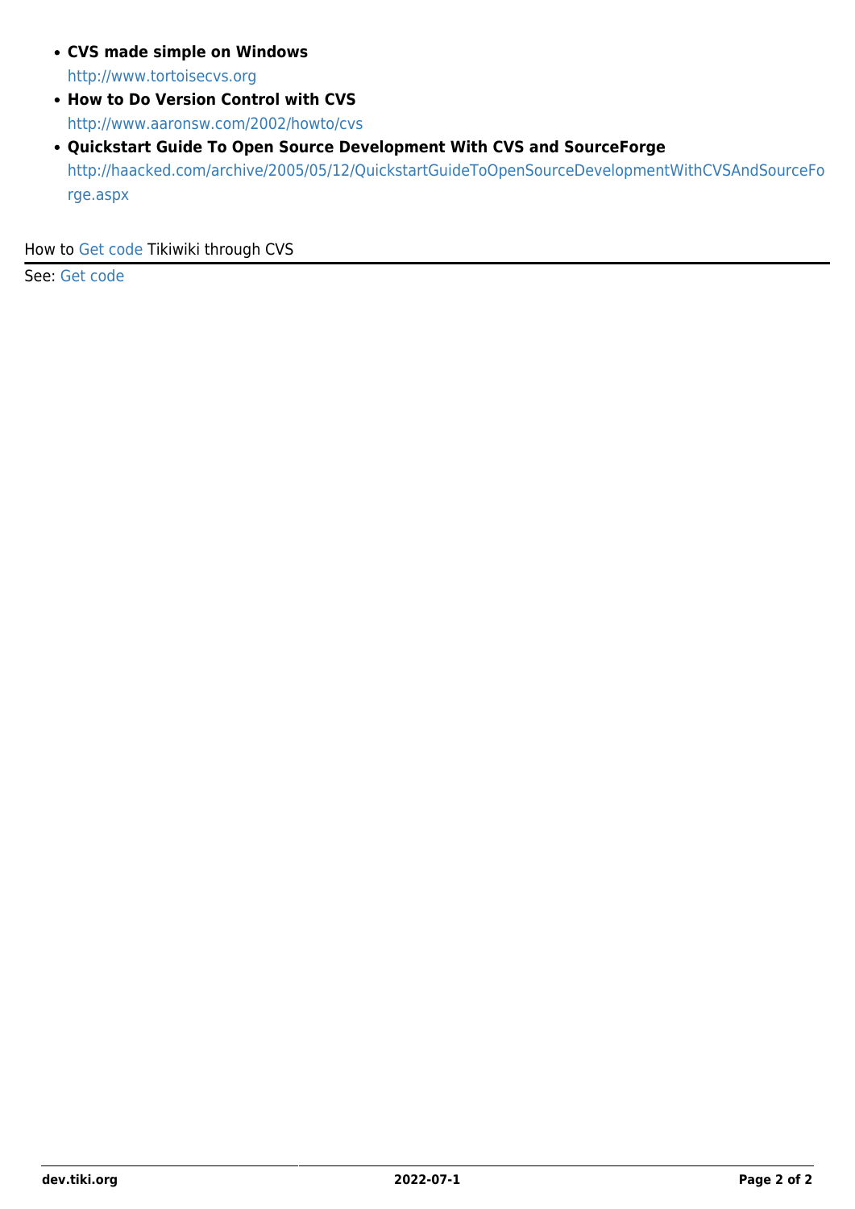- **CVS made simple on Windows**
  http://www.tortoisecvs.org
- **How to Do Version Control with CVS**
  http://www.aaronsw.com/2002/howto/cvs
- **Quickstart Guide To Open Source Development With CVS and SourceForge**
  http://haacked.com/archive/2005/05/12/QuickstartGuideToOpenSourceDevelopmentWithCVSAndSourceForge.aspx

## How to Get code Tikiwiki through CVS

See: Get code